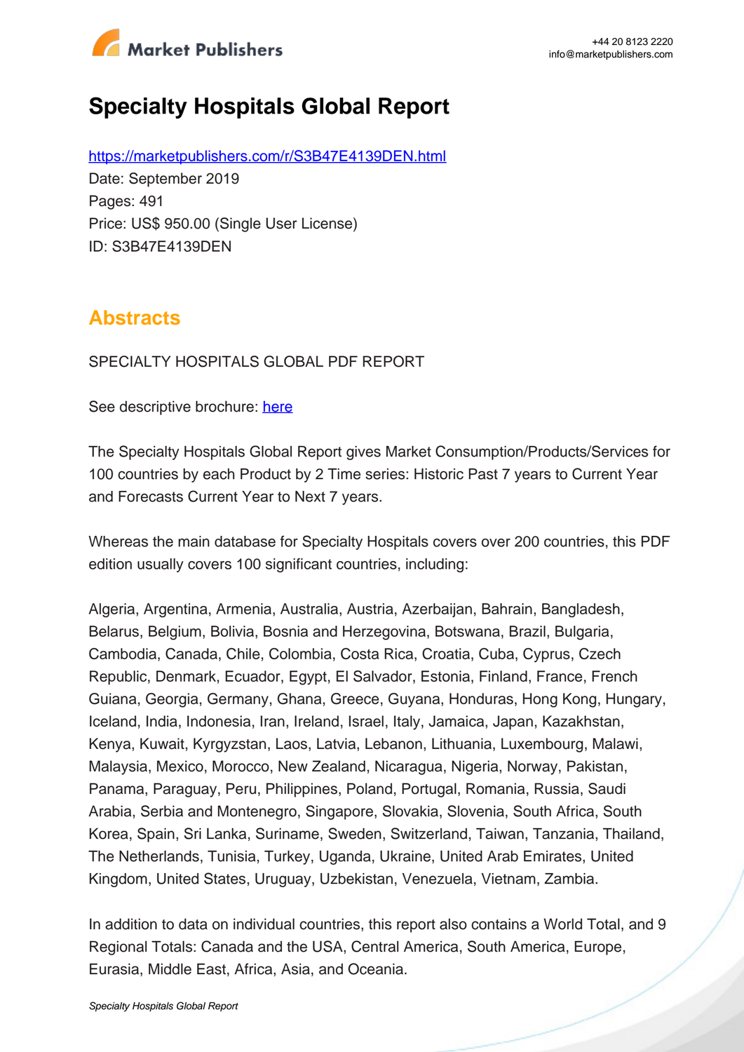# Specialty Hospitals Global Report

https://marketpublishers.com/r/S3B47E4139DEN.html
Date: September 2019
Pages: 491
Price: US$ 950.00 (Single User License)
ID: S3B47E4139DEN

## Abstracts

SPECIALTY HOSPITALS GLOBAL PDF REPORT

See descriptive brochure: here

The Specialty Hospitals Global Report gives Market Consumption/Products/Services for 100 countries by each Product by 2 Time series: Historic Past 7 years to Current Year and Forecasts Current Year to Next 7 years.

Whereas the main database for Specialty Hospitals covers over 200 countries, this PDF edition usually covers 100 significant countries, including:

Algeria, Argentina, Armenia, Australia, Austria, Azerbaijan, Bahrain, Bangladesh, Belarus, Belgium, Bolivia, Bosnia and Herzegovina, Botswana, Brazil, Bulgaria, Cambodia, Canada, Chile, Colombia, Costa Rica, Croatia, Cuba, Cyprus, Czech Republic, Denmark, Ecuador, Egypt, El Salvador, Estonia, Finland, France, French Guiana, Georgia, Germany, Ghana, Greece, Guyana, Honduras, Hong Kong, Hungary, Iceland, India, Indonesia, Iran, Ireland, Israel, Italy, Jamaica, Japan, Kazakhstan, Kenya, Kuwait, Kyrgyzstan, Laos, Latvia, Lebanon, Lithuania, Luxembourg, Malawi, Malaysia, Mexico, Morocco, New Zealand, Nicaragua, Nigeria, Norway, Pakistan, Panama, Paraguay, Peru, Philippines, Poland, Portugal, Romania, Russia, Saudi Arabia, Serbia and Montenegro, Singapore, Slovakia, Slovenia, South Africa, South Korea, Spain, Sri Lanka, Suriname, Sweden, Switzerland, Taiwan, Tanzania, Thailand, The Netherlands, Tunisia, Turkey, Uganda, Ukraine, United Arab Emirates, United Kingdom, United States, Uruguay, Uzbekistan, Venezuela, Vietnam, Zambia.

In addition to data on individual countries, this report also contains a World Total, and 9 Regional Totals: Canada and the USA, Central America, South America, Europe, Eurasia, Middle East, Africa, Asia, and Oceania.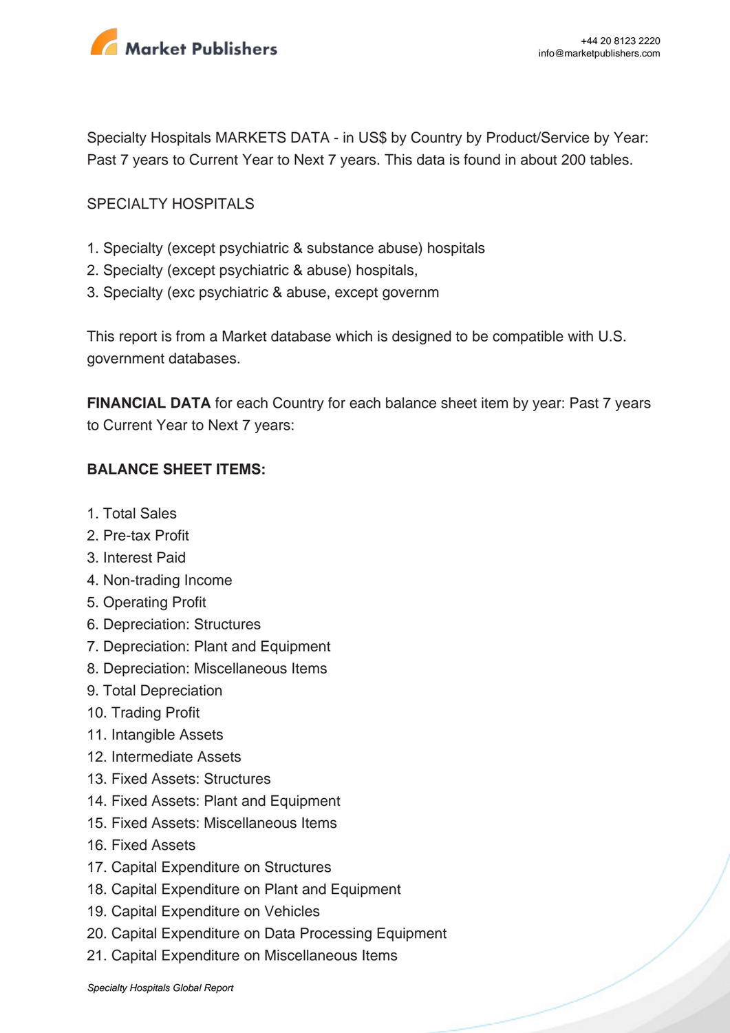Specialty Hospitals MARKETS DATA - in US$ by Country by Product/Service by Year: Past 7 years to Current Year to Next 7 years. This data is found in about 200 tables.

SPECIALTY HOSPITALS

1. Specialty (except psychiatric & substance abuse) hospitals
2. Specialty (except psychiatric & abuse) hospitals,
3. Specialty (exc psychiatric & abuse, except governm

This report is from a Market database which is designed to be compatible with U.S. government databases.

**FINANCIAL DATA** for each Country for each balance sheet item by year: Past 7 years to Current Year to Next 7 years:

**BALANCE SHEET ITEMS:**

1. Total Sales
2. Pre-tax Profit
3. Interest Paid
4. Non-trading Income
5. Operating Profit
6. Depreciation: Structures
7. Depreciation: Plant and Equipment
8. Depreciation: Miscellaneous Items
9. Total Depreciation
10. Trading Profit
11. Intangible Assets
12. Intermediate Assets
13. Fixed Assets: Structures
14. Fixed Assets: Plant and Equipment
15. Fixed Assets: Miscellaneous Items
16. Fixed Assets
17. Capital Expenditure on Structures
18. Capital Expenditure on Plant and Equipment
19. Capital Expenditure on Vehicles
20. Capital Expenditure on Data Processing Equipment
21. Capital Expenditure on Miscellaneous Items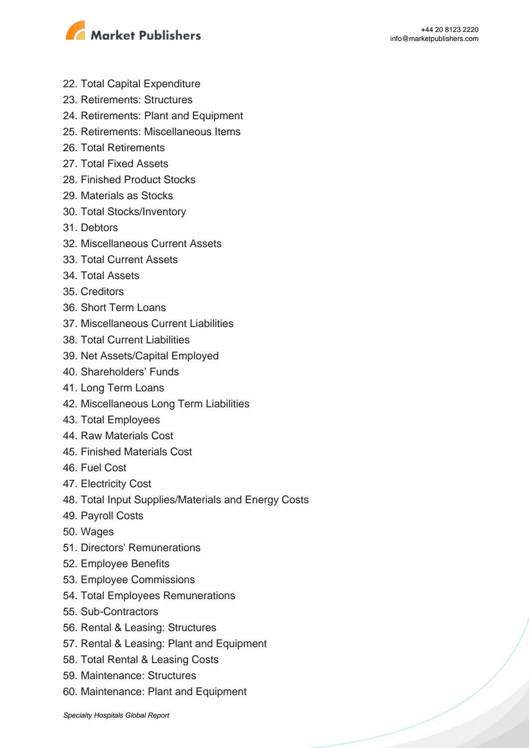22. Total Capital Expenditure
23. Retirements: Structures
24. Retirements: Plant and Equipment
25. Retirements: Miscellaneous Items
26. Total Retirements
27. Total Fixed Assets
28. Finished Product Stocks
29. Materials as Stocks
30. Total Stocks/Inventory
31. Debtors
32. Miscellaneous Current Assets
33. Total Current Assets
34. Total Assets
35. Creditors
36. Short Term Loans
37. Miscellaneous Current Liabilities
38. Total Current Liabilities
39. Net Assets/Capital Employed
40. Shareholders' Funds
41. Long Term Loans
42. Miscellaneous Long Term Liabilities
43. Total Employees
44. Raw Materials Cost
45. Finished Materials Cost
46. Fuel Cost
47. Electricity Cost
48. Total Input Supplies/Materials and Energy Costs
49. Payroll Costs
50. Wages
51. Directors' Remunerations
52. Employee Benefits
53. Employee Commissions
54. Total Employees Remunerations
55. Sub-Contractors
56. Rental & Leasing: Structures
57. Rental & Leasing: Plant and Equipment
58. Total Rental & Leasing Costs
59. Maintenance: Structures
60. Maintenance: Plant and Equipment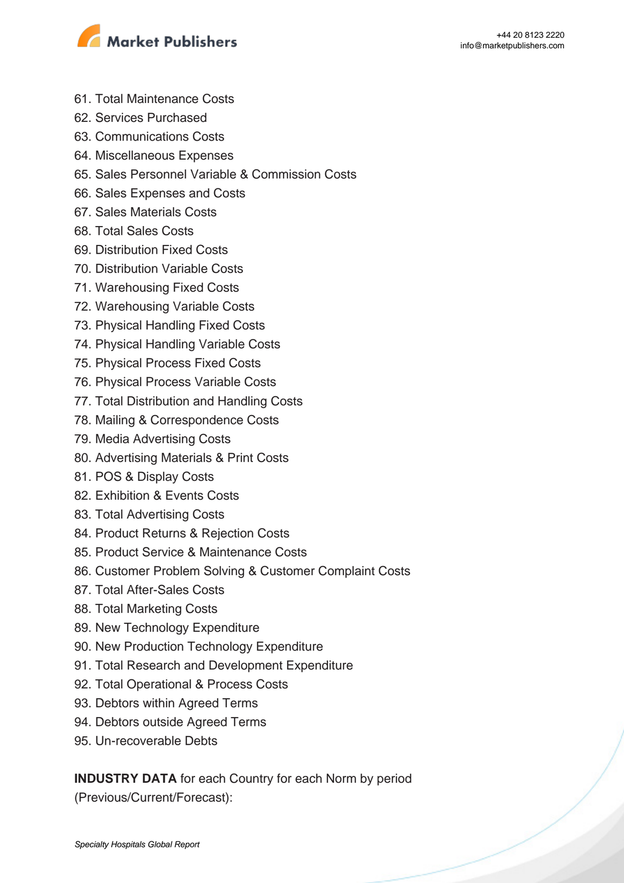61. Total Maintenance Costs
62. Services Purchased
63. Communications Costs
64. Miscellaneous Expenses
65. Sales Personnel Variable & Commission Costs
66. Sales Expenses and Costs
67. Sales Materials Costs
68. Total Sales Costs
69. Distribution Fixed Costs
70. Distribution Variable Costs
71. Warehousing Fixed Costs
72. Warehousing Variable Costs
73. Physical Handling Fixed Costs
74. Physical Handling Variable Costs
75. Physical Process Fixed Costs
76. Physical Process Variable Costs
77. Total Distribution and Handling Costs
78. Mailing & Correspondence Costs
79. Media Advertising Costs
80. Advertising Materials & Print Costs
81. POS & Display Costs
82. Exhibition & Events Costs
83. Total Advertising Costs
84. Product Returns & Rejection Costs
85. Product Service & Maintenance Costs
86. Customer Problem Solving & Customer Complaint Costs
87. Total After-Sales Costs
88. Total Marketing Costs
89. New Technology Expenditure
90. New Production Technology Expenditure
91. Total Research and Development Expenditure
92. Total Operational & Process Costs
93. Debtors within Agreed Terms
94. Debtors outside Agreed Terms
95. Un-recoverable Debts

**INDUSTRY DATA** for each Country for each Norm by period (Previous/Current/Forecast):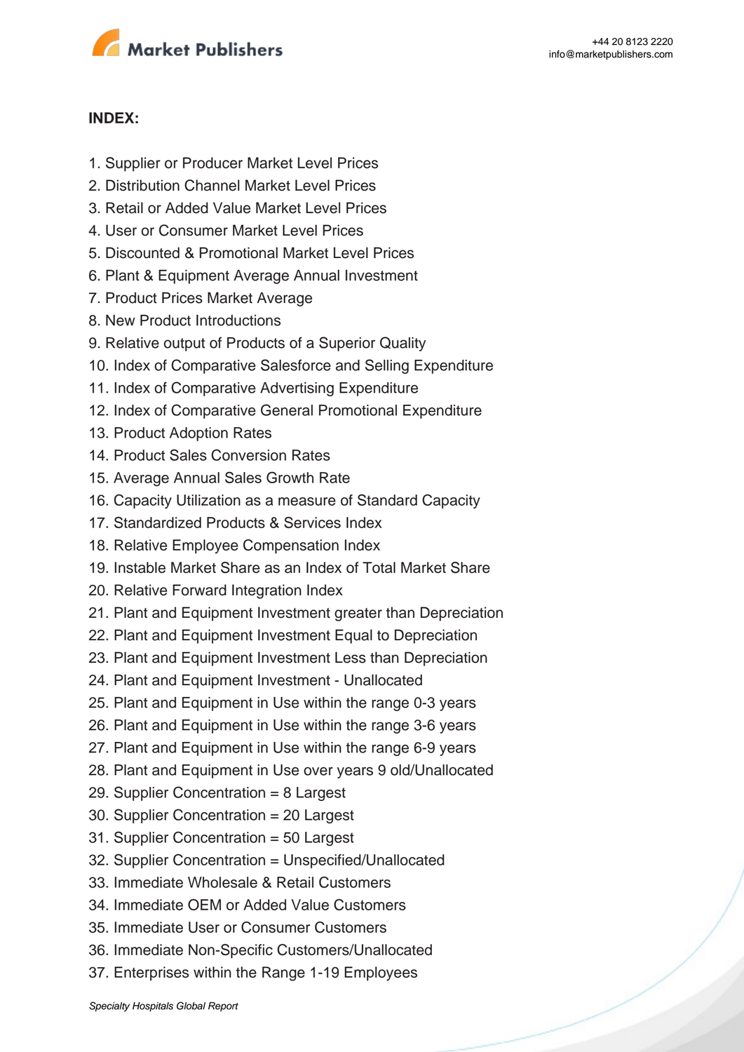**INDEX:**

1. Supplier or Producer Market Level Prices
2. Distribution Channel Market Level Prices
3. Retail or Added Value Market Level Prices
4. User or Consumer Market Level Prices
5. Discounted & Promotional Market Level Prices
6. Plant & Equipment Average Annual Investment
7. Product Prices Market Average
8. New Product Introductions
9. Relative output of Products of a Superior Quality
10. Index of Comparative Salesforce and Selling Expenditure
11. Index of Comparative Advertising Expenditure
12. Index of Comparative General Promotional Expenditure
13. Product Adoption Rates
14. Product Sales Conversion Rates
15. Average Annual Sales Growth Rate
16. Capacity Utilization as a measure of Standard Capacity
17. Standardized Products & Services Index
18. Relative Employee Compensation Index
19. Instable Market Share as an Index of Total Market Share
20. Relative Forward Integration Index
21. Plant and Equipment Investment greater than Depreciation
22. Plant and Equipment Investment Equal to Depreciation
23. Plant and Equipment Investment Less than Depreciation
24. Plant and Equipment Investment - Unallocated
25. Plant and Equipment in Use within the range 0-3 years
26. Plant and Equipment in Use within the range 3-6 years
27. Plant and Equipment in Use within the range 6-9 years
28. Plant and Equipment in Use over years 9 old/Unallocated
29. Supplier Concentration = 8 Largest
30. Supplier Concentration = 20 Largest
31. Supplier Concentration = 50 Largest
32. Supplier Concentration = Unspecified/Unallocated
33. Immediate Wholesale & Retail Customers
34. Immediate OEM or Added Value Customers
35. Immediate User or Consumer Customers
36. Immediate Non-Specific Customers/Unallocated
37. Enterprises within the Range 1-19 Employees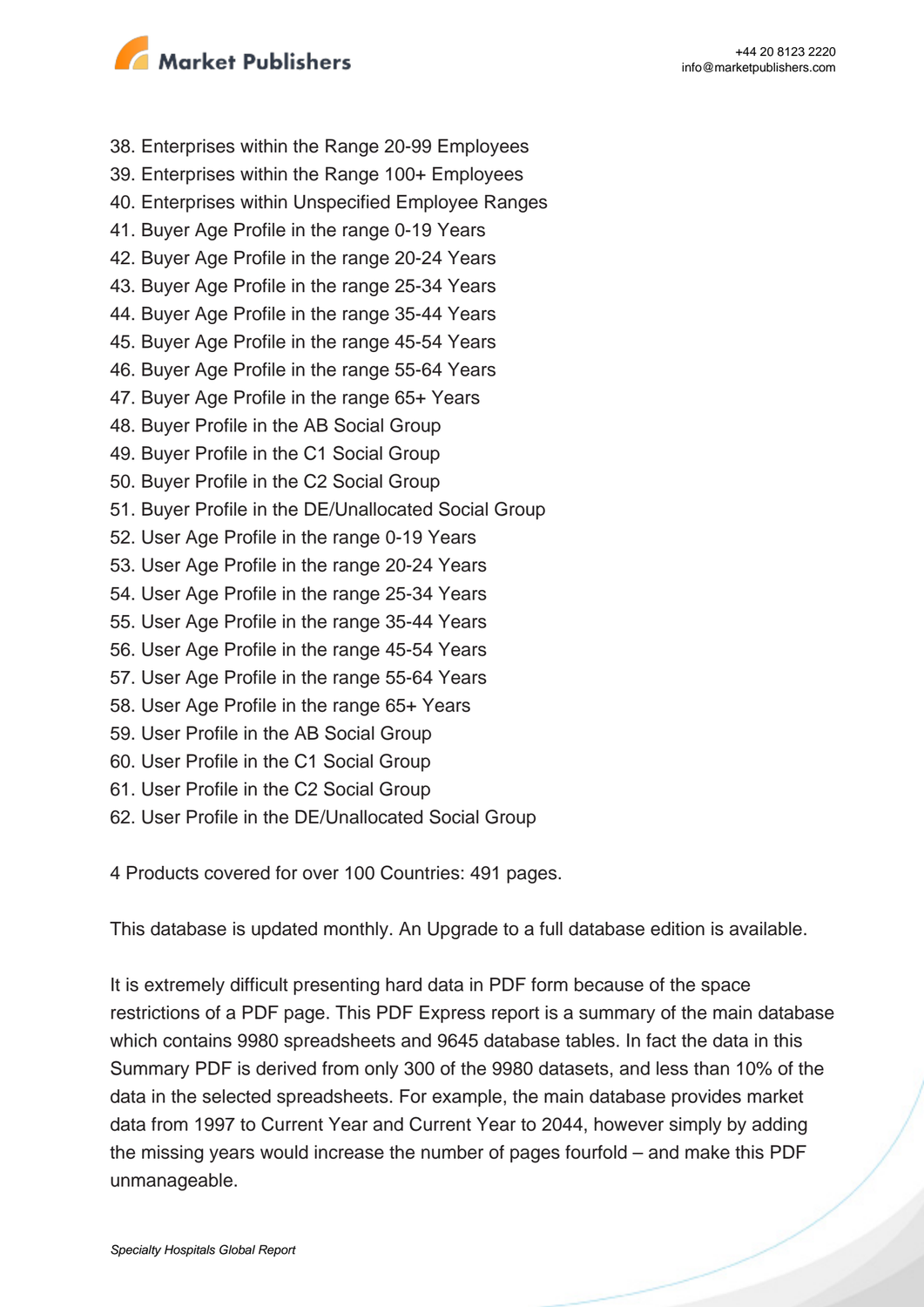38. Enterprises within the Range 20-99 Employees
39. Enterprises within the Range 100+ Employees
40. Enterprises within Unspecified Employee Ranges
41. Buyer Age Profile in the range 0-19 Years
42. Buyer Age Profile in the range 20-24 Years
43. Buyer Age Profile in the range 25-34 Years
44. Buyer Age Profile in the range 35-44 Years
45. Buyer Age Profile in the range 45-54 Years
46. Buyer Age Profile in the range 55-64 Years
47. Buyer Age Profile in the range 65+ Years
48. Buyer Profile in the AB Social Group
49. Buyer Profile in the C1 Social Group
50. Buyer Profile in the C2 Social Group
51. Buyer Profile in the DE/Unallocated Social Group
52. User Age Profile in the range 0-19 Years
53. User Age Profile in the range 20-24 Years
54. User Age Profile in the range 25-34 Years
55. User Age Profile in the range 35-44 Years
56. User Age Profile in the range 45-54 Years
57. User Age Profile in the range 55-64 Years
58. User Age Profile in the range 65+ Years
59. User Profile in the AB Social Group
60. User Profile in the C1 Social Group
61. User Profile in the C2 Social Group
62. User Profile in the DE/Unallocated Social Group

4 Products covered for over 100 Countries: 491 pages.

This database is updated monthly. An Upgrade to a full database edition is available.

It is extremely difficult presenting hard data in PDF form because of the space restrictions of a PDF page. This PDF Express report is a summary of the main database which contains 9980 spreadsheets and 9645 database tables. In fact the data in this Summary PDF is derived from only 300 of the 9980 datasets, and less than 10% of the data in the selected spreadsheets. For example, the main database provides market data from 1997 to Current Year and Current Year to 2044, however simply by adding the missing years would increase the number of pages fourfold – and make this PDF unmanageable.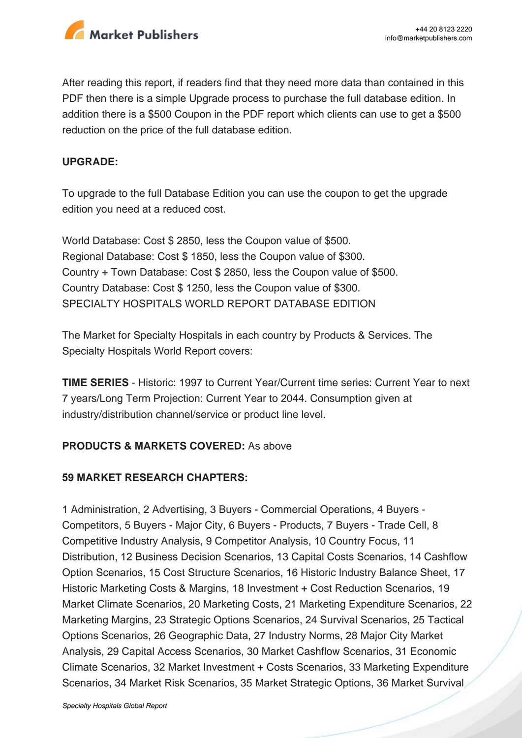After reading this report, if readers find that they need more data than contained in this PDF then there is a simple Upgrade process to purchase the full database edition. In addition there is a $500 Coupon in the PDF report which clients can use to get a $500 reduction on the price of the full database edition.

**UPGRADE:**

To upgrade to the full Database Edition you can use the coupon to get the upgrade edition you need at a reduced cost.

World Database: Cost $ 2850, less the Coupon value of $500.
Regional Database: Cost $ 1850, less the Coupon value of $300.
Country + Town Database: Cost $ 2850, less the Coupon value of $500.
Country Database: Cost $ 1250, less the Coupon value of $300.
SPECIALTY HOSPITALS WORLD REPORT DATABASE EDITION

The Market for Specialty Hospitals in each country by Products & Services. The Specialty Hospitals World Report covers:

**TIME SERIES** - Historic: 1997 to Current Year/Current time series: Current Year to next 7 years/Long Term Projection: Current Year to 2044. Consumption given at industry/distribution channel/service or product line level.

**PRODUCTS & MARKETS COVERED:** As above

**59 MARKET RESEARCH CHAPTERS:**

1 Administration, 2 Advertising, 3 Buyers - Commercial Operations, 4 Buyers - Competitors, 5 Buyers - Major City, 6 Buyers - Products, 7 Buyers - Trade Cell, 8 Competitive Industry Analysis, 9 Competitor Analysis, 10 Country Focus, 11 Distribution, 12 Business Decision Scenarios, 13 Capital Costs Scenarios, 14 Cashflow Option Scenarios, 15 Cost Structure Scenarios, 16 Historic Industry Balance Sheet, 17 Historic Marketing Costs & Margins, 18 Investment + Cost Reduction Scenarios, 19 Market Climate Scenarios, 20 Marketing Costs, 21 Marketing Expenditure Scenarios, 22 Marketing Margins, 23 Strategic Options Scenarios, 24 Survival Scenarios, 25 Tactical Options Scenarios, 26 Geographic Data, 27 Industry Norms, 28 Major City Market Analysis, 29 Capital Access Scenarios, 30 Market Cashflow Scenarios, 31 Economic Climate Scenarios, 32 Market Investment + Costs Scenarios, 33 Marketing Expenditure Scenarios, 34 Market Risk Scenarios, 35 Market Strategic Options, 36 Market Survival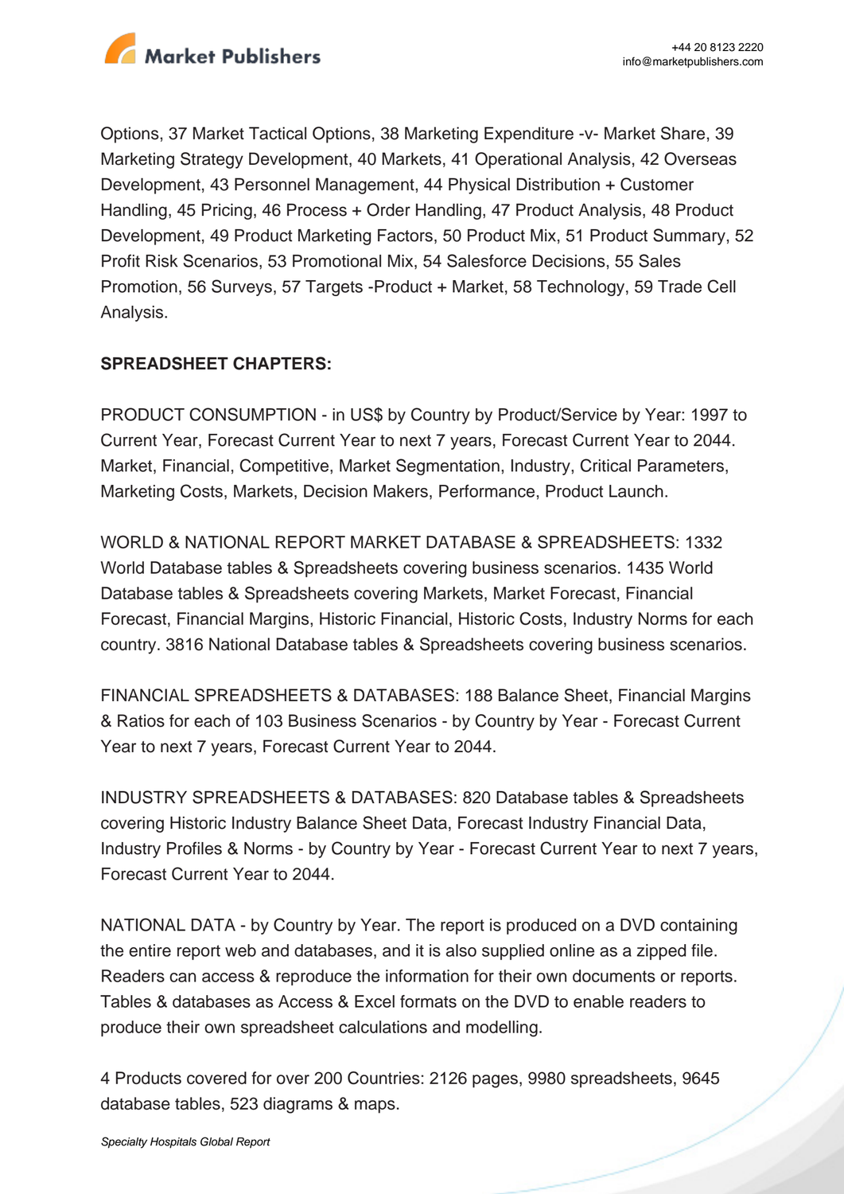Options, 37 Market Tactical Options, 38 Marketing Expenditure -v- Market Share, 39 Marketing Strategy Development, 40 Markets, 41 Operational Analysis, 42 Overseas Development, 43 Personnel Management, 44 Physical Distribution + Customer Handling, 45 Pricing, 46 Process + Order Handling, 47 Product Analysis, 48 Product Development, 49 Product Marketing Factors, 50 Product Mix, 51 Product Summary, 52 Profit Risk Scenarios, 53 Promotional Mix, 54 Salesforce Decisions, 55 Sales Promotion, 56 Surveys, 57 Targets -Product + Market, 58 Technology, 59 Trade Cell Analysis.

**SPREADSHEET CHAPTERS:**

PRODUCT CONSUMPTION - in US$ by Country by Product/Service by Year: 1997 to Current Year, Forecast Current Year to next 7 years, Forecast Current Year to 2044. Market, Financial, Competitive, Market Segmentation, Industry, Critical Parameters, Marketing Costs, Markets, Decision Makers, Performance, Product Launch.

WORLD & NATIONAL REPORT MARKET DATABASE & SPREADSHEETS: 1332 World Database tables & Spreadsheets covering business scenarios. 1435 World Database tables & Spreadsheets covering Markets, Market Forecast, Financial Forecast, Financial Margins, Historic Financial, Historic Costs, Industry Norms for each country. 3816 National Database tables & Spreadsheets covering business scenarios.

FINANCIAL SPREADSHEETS & DATABASES: 188 Balance Sheet, Financial Margins & Ratios for each of 103 Business Scenarios - by Country by Year - Forecast Current Year to next 7 years, Forecast Current Year to 2044.

INDUSTRY SPREADSHEETS & DATABASES: 820 Database tables & Spreadsheets covering Historic Industry Balance Sheet Data, Forecast Industry Financial Data, Industry Profiles & Norms - by Country by Year - Forecast Current Year to next 7 years, Forecast Current Year to 2044.

NATIONAL DATA - by Country by Year. The report is produced on a DVD containing the entire report web and databases, and it is also supplied online as a zipped file. Readers can access & reproduce the information for their own documents or reports. Tables & databases as Access & Excel formats on the DVD to enable readers to produce their own spreadsheet calculations and modelling.

4 Products covered for over 200 Countries: 2126 pages, 9980 spreadsheets, 9645 database tables, 523 diagrams & maps.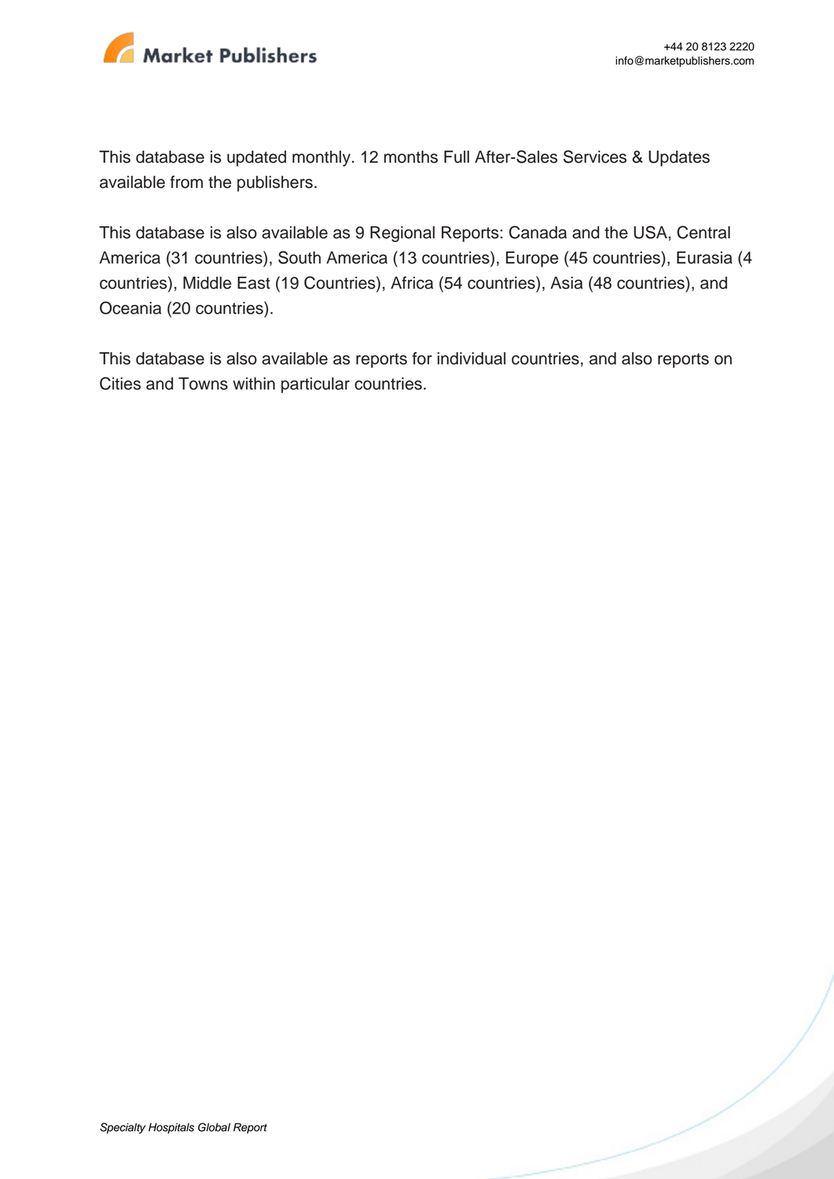This database is updated monthly. 12 months Full After-Sales Services & Updates available from the publishers.

This database is also available as 9 Regional Reports: Canada and the USA, Central America (31 countries), South America (13 countries), Europe (45 countries), Eurasia (4 countries), Middle East (19 Countries), Africa (54 countries), Asia (48 countries), and Oceania (20 countries).

This database is also available as reports for individual countries, and also reports on Cities and Towns within particular countries.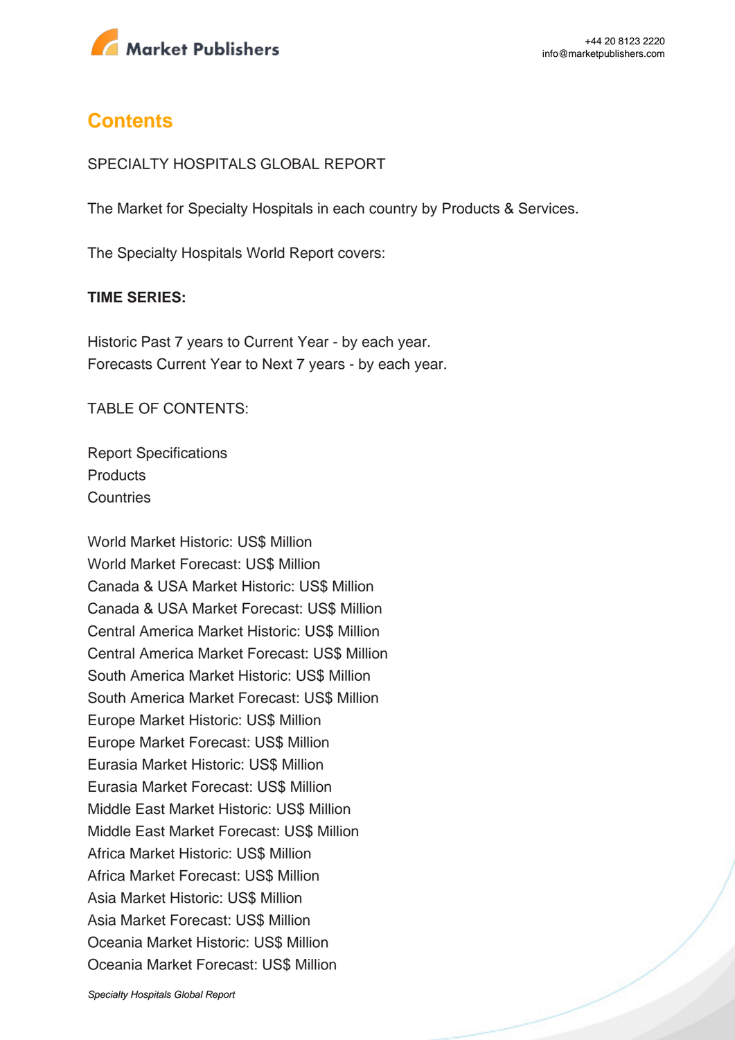## Contents

SPECIALTY HOSPITALS GLOBAL REPORT

The Market for Specialty Hospitals in each country by Products & Services.

The Specialty Hospitals World Report covers:

**TIME SERIES:**

Historic Past 7 years to Current Year - by each year.
Forecasts Current Year to Next 7 years - by each year.

TABLE OF CONTENTS:

Report Specifications
Products
Countries

World Market Historic: US$ Million
World Market Forecast: US$ Million
Canada & USA Market Historic: US$ Million
Canada & USA Market Forecast: US$ Million
Central America Market Historic: US$ Million
Central America Market Forecast: US$ Million
South America Market Historic: US$ Million
South America Market Forecast: US$ Million
Europe Market Historic: US$ Million
Europe Market Forecast: US$ Million
Eurasia Market Historic: US$ Million
Eurasia Market Forecast: US$ Million
Middle East Market Historic: US$ Million
Middle East Market Forecast: US$ Million
Africa Market Historic: US$ Million
Africa Market Forecast: US$ Million
Asia Market Historic: US$ Million
Asia Market Forecast: US$ Million
Oceania Market Historic: US$ Million
Oceania Market Forecast: US$ Million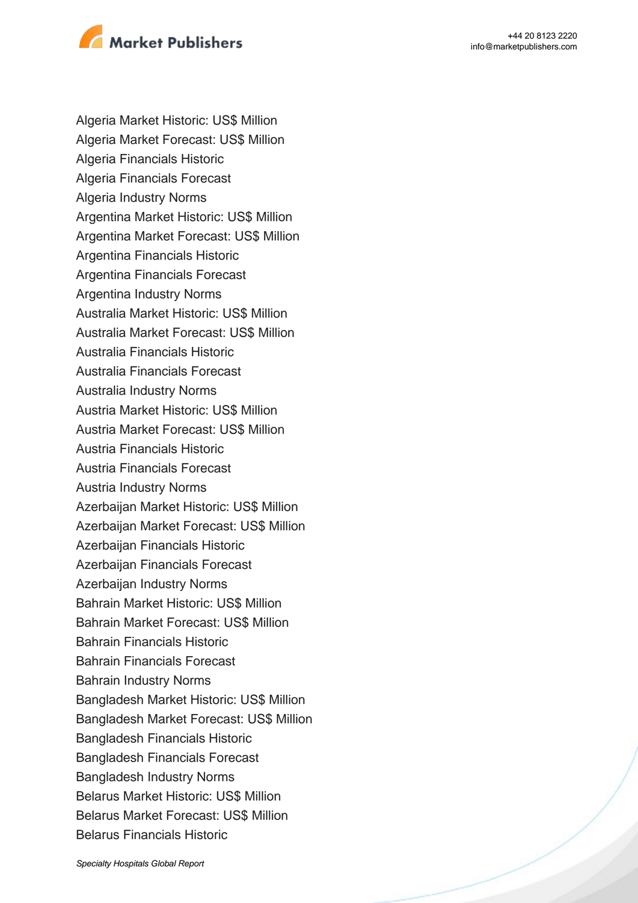Algeria Market Historic: US$ Million
Algeria Market Forecast: US$ Million
Algeria Financials Historic
Algeria Financials Forecast
Algeria Industry Norms
Argentina Market Historic: US$ Million
Argentina Market Forecast: US$ Million
Argentina Financials Historic
Argentina Financials Forecast
Argentina Industry Norms
Australia Market Historic: US$ Million
Australia Market Forecast: US$ Million
Australia Financials Historic
Australia Financials Forecast
Australia Industry Norms
Austria Market Historic: US$ Million
Austria Market Forecast: US$ Million
Austria Financials Historic
Austria Financials Forecast
Austria Industry Norms
Azerbaijan Market Historic: US$ Million
Azerbaijan Market Forecast: US$ Million
Azerbaijan Financials Historic
Azerbaijan Financials Forecast
Azerbaijan Industry Norms
Bahrain Market Historic: US$ Million
Bahrain Market Forecast: US$ Million
Bahrain Financials Historic
Bahrain Financials Forecast
Bahrain Industry Norms
Bangladesh Market Historic: US$ Million
Bangladesh Market Forecast: US$ Million
Bangladesh Financials Historic
Bangladesh Financials Forecast
Bangladesh Industry Norms
Belarus Market Historic: US$ Million
Belarus Market Forecast: US$ Million
Belarus Financials Historic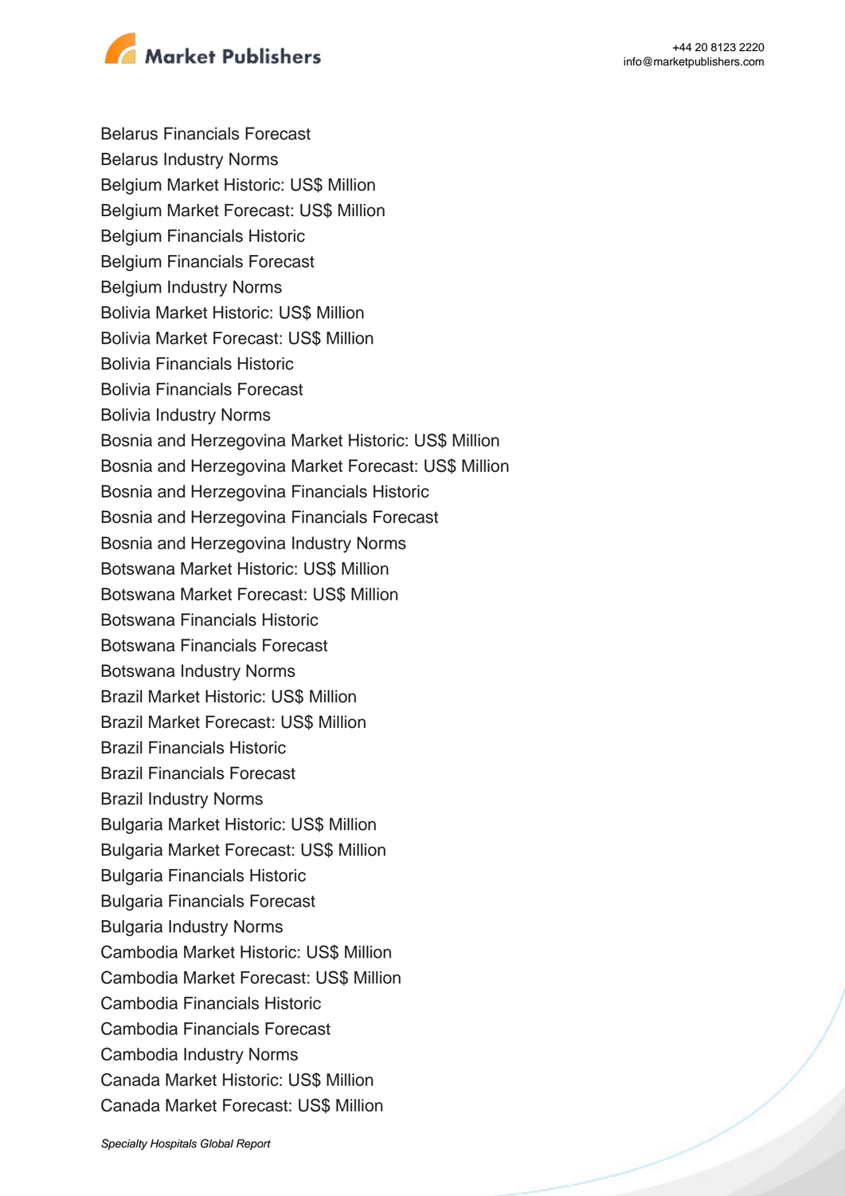Belarus Financials Forecast
Belarus Industry Norms
Belgium Market Historic: US$ Million
Belgium Market Forecast: US$ Million
Belgium Financials Historic
Belgium Financials Forecast
Belgium Industry Norms
Bolivia Market Historic: US$ Million
Bolivia Market Forecast: US$ Million
Bolivia Financials Historic
Bolivia Financials Forecast
Bolivia Industry Norms
Bosnia and Herzegovina Market Historic: US$ Million
Bosnia and Herzegovina Market Forecast: US$ Million
Bosnia and Herzegovina Financials Historic
Bosnia and Herzegovina Financials Forecast
Bosnia and Herzegovina Industry Norms
Botswana Market Historic: US$ Million
Botswana Market Forecast: US$ Million
Botswana Financials Historic
Botswana Financials Forecast
Botswana Industry Norms
Brazil Market Historic: US$ Million
Brazil Market Forecast: US$ Million
Brazil Financials Historic
Brazil Financials Forecast
Brazil Industry Norms
Bulgaria Market Historic: US$ Million
Bulgaria Market Forecast: US$ Million
Bulgaria Financials Historic
Bulgaria Financials Forecast
Bulgaria Industry Norms
Cambodia Market Historic: US$ Million
Cambodia Market Forecast: US$ Million
Cambodia Financials Historic
Cambodia Financials Forecast
Cambodia Industry Norms
Canada Market Historic: US$ Million
Canada Market Forecast: US$ Million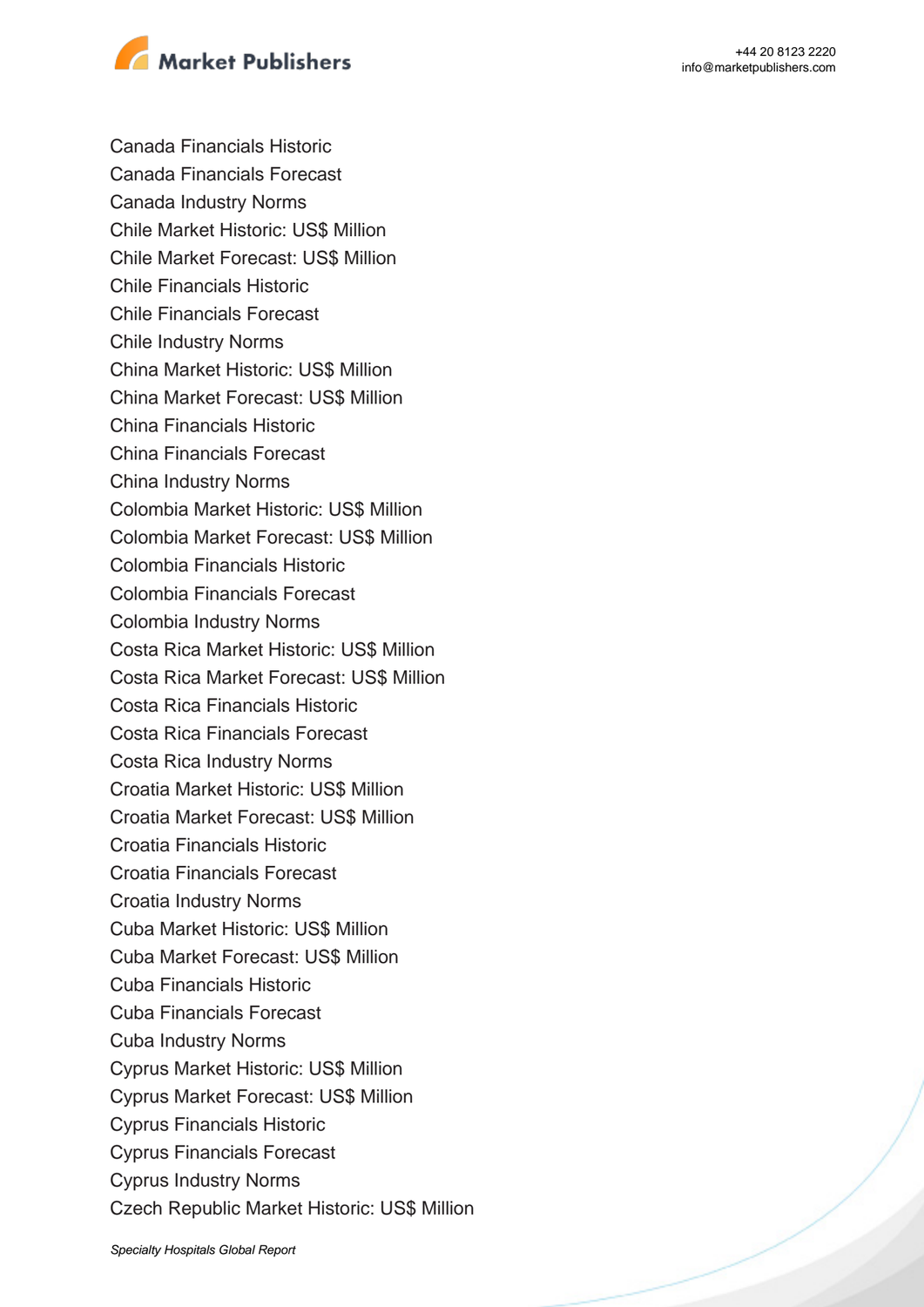Canada Financials Historic
Canada Financials Forecast
Canada Industry Norms
Chile Market Historic: US$ Million
Chile Market Forecast: US$ Million
Chile Financials Historic
Chile Financials Forecast
Chile Industry Norms
China Market Historic: US$ Million
China Market Forecast: US$ Million
China Financials Historic
China Financials Forecast
China Industry Norms
Colombia Market Historic: US$ Million
Colombia Market Forecast: US$ Million
Colombia Financials Historic
Colombia Financials Forecast
Colombia Industry Norms
Costa Rica Market Historic: US$ Million
Costa Rica Market Forecast: US$ Million
Costa Rica Financials Historic
Costa Rica Financials Forecast
Costa Rica Industry Norms
Croatia Market Historic: US$ Million
Croatia Market Forecast: US$ Million
Croatia Financials Historic
Croatia Financials Forecast
Croatia Industry Norms
Cuba Market Historic: US$ Million
Cuba Market Forecast: US$ Million
Cuba Financials Historic
Cuba Financials Forecast
Cuba Industry Norms
Cyprus Market Historic: US$ Million
Cyprus Market Forecast: US$ Million
Cyprus Financials Historic
Cyprus Financials Forecast
Cyprus Industry Norms
Czech Republic Market Historic: US$ Million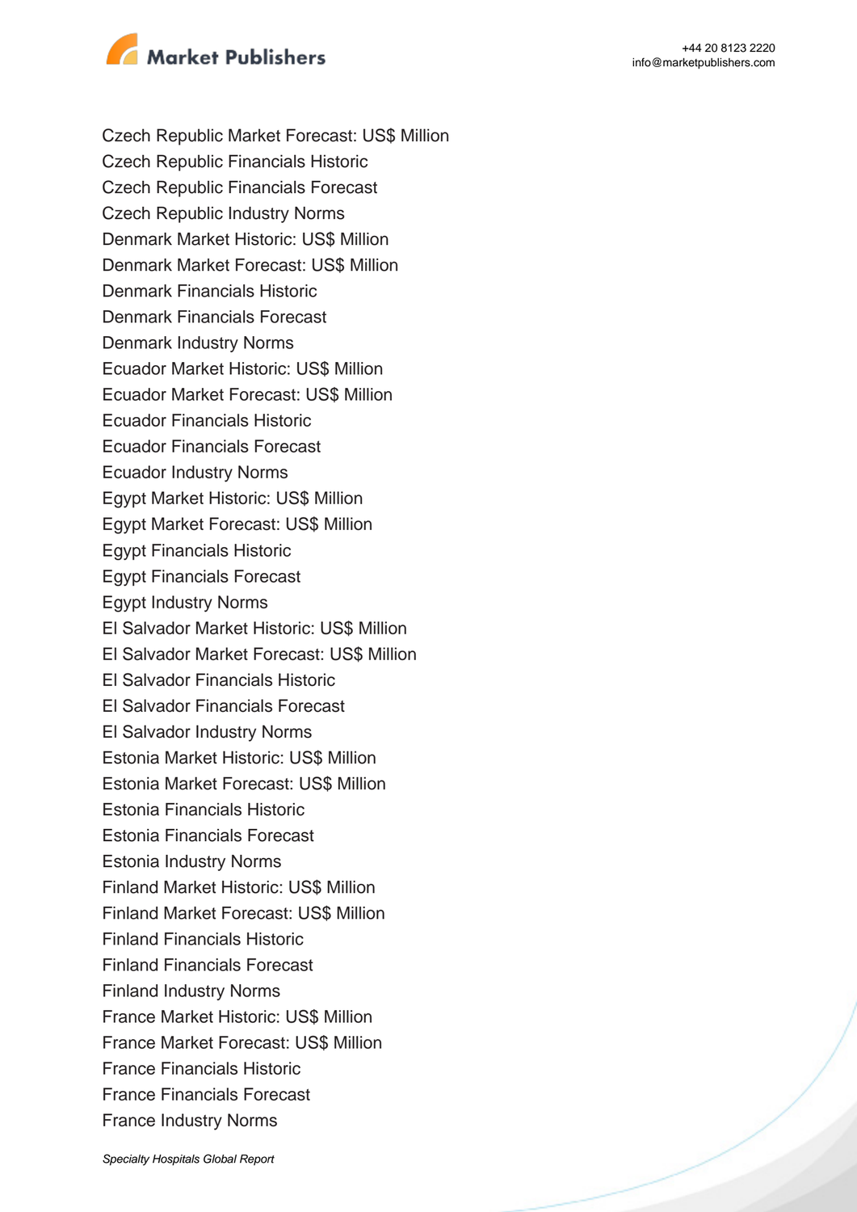Czech Republic Market Forecast: US$ Million
Czech Republic Financials Historic
Czech Republic Financials Forecast
Czech Republic Industry Norms
Denmark Market Historic: US$ Million
Denmark Market Forecast: US$ Million
Denmark Financials Historic
Denmark Financials Forecast
Denmark Industry Norms
Ecuador Market Historic: US$ Million
Ecuador Market Forecast: US$ Million
Ecuador Financials Historic
Ecuador Financials Forecast
Ecuador Industry Norms
Egypt Market Historic: US$ Million
Egypt Market Forecast: US$ Million
Egypt Financials Historic
Egypt Financials Forecast
Egypt Industry Norms
El Salvador Market Historic: US$ Million
El Salvador Market Forecast: US$ Million
El Salvador Financials Historic
El Salvador Financials Forecast
El Salvador Industry Norms
Estonia Market Historic: US$ Million
Estonia Market Forecast: US$ Million
Estonia Financials Historic
Estonia Financials Forecast
Estonia Industry Norms
Finland Market Historic: US$ Million
Finland Market Forecast: US$ Million
Finland Financials Historic
Finland Financials Forecast
Finland Industry Norms
France Market Historic: US$ Million
France Market Forecast: US$ Million
France Financials Historic
France Financials Forecast
France Industry Norms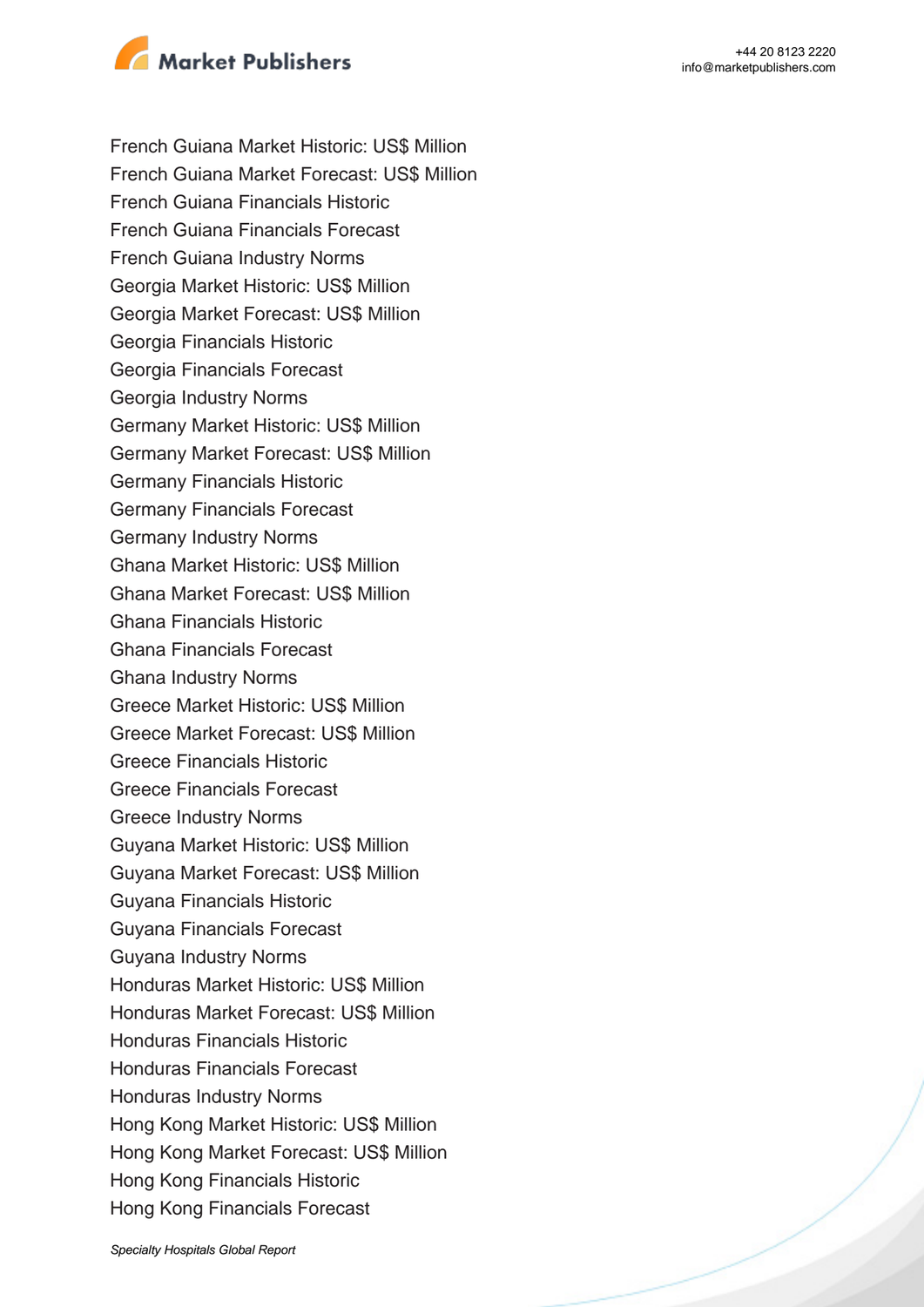French Guiana Market Historic: US$ Million
French Guiana Market Forecast: US$ Million
French Guiana Financials Historic
French Guiana Financials Forecast
French Guiana Industry Norms
Georgia Market Historic: US$ Million
Georgia Market Forecast: US$ Million
Georgia Financials Historic
Georgia Financials Forecast
Georgia Industry Norms
Germany Market Historic: US$ Million
Germany Market Forecast: US$ Million
Germany Financials Historic
Germany Financials Forecast
Germany Industry Norms
Ghana Market Historic: US$ Million
Ghana Market Forecast: US$ Million
Ghana Financials Historic
Ghana Financials Forecast
Ghana Industry Norms
Greece Market Historic: US$ Million
Greece Market Forecast: US$ Million
Greece Financials Historic
Greece Financials Forecast
Greece Industry Norms
Guyana Market Historic: US$ Million
Guyana Market Forecast: US$ Million
Guyana Financials Historic
Guyana Financials Forecast
Guyana Industry Norms
Honduras Market Historic: US$ Million
Honduras Market Forecast: US$ Million
Honduras Financials Historic
Honduras Financials Forecast
Honduras Industry Norms
Hong Kong Market Historic: US$ Million
Hong Kong Market Forecast: US$ Million
Hong Kong Financials Historic
Hong Kong Financials Forecast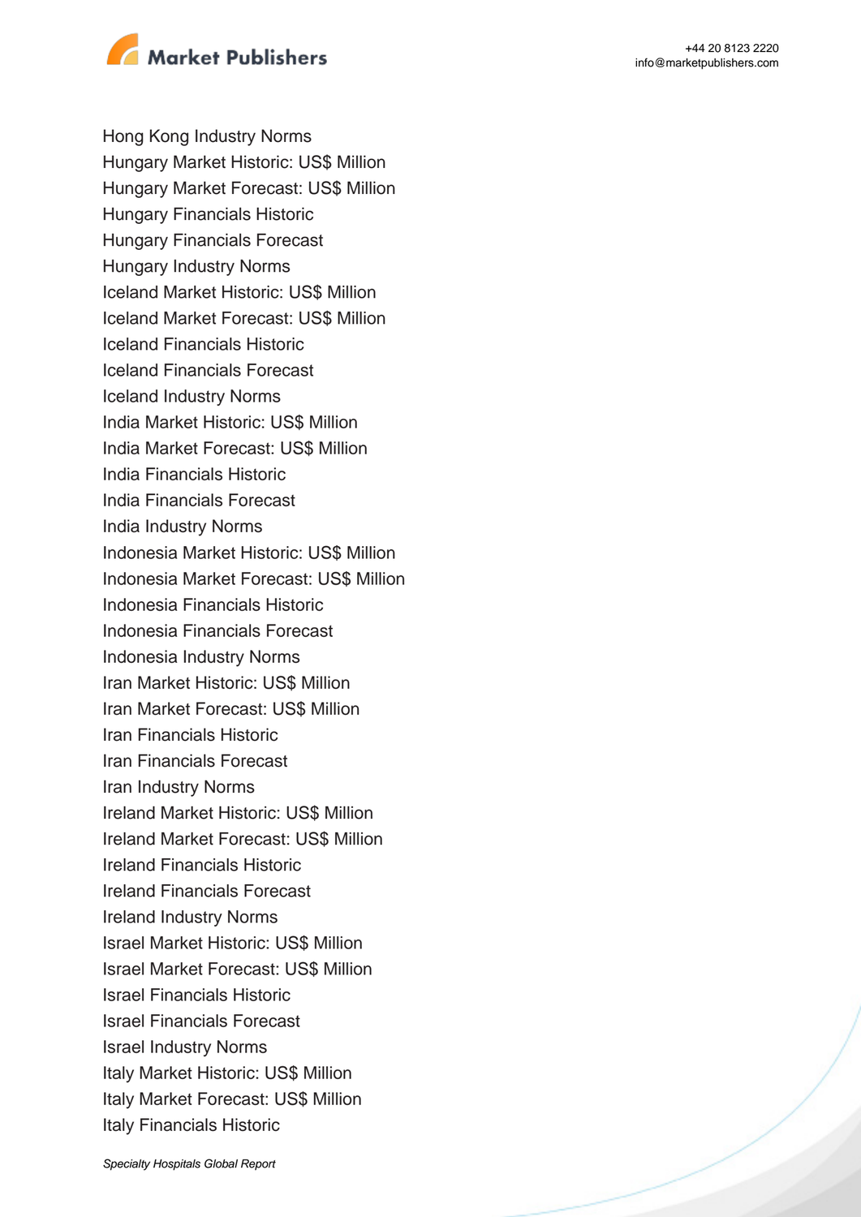Hong Kong Industry Norms
Hungary Market Historic: US$ Million
Hungary Market Forecast: US$ Million
Hungary Financials Historic
Hungary Financials Forecast
Hungary Industry Norms
Iceland Market Historic: US$ Million
Iceland Market Forecast: US$ Million
Iceland Financials Historic
Iceland Financials Forecast
Iceland Industry Norms
India Market Historic: US$ Million
India Market Forecast: US$ Million
India Financials Historic
India Financials Forecast
India Industry Norms
Indonesia Market Historic: US$ Million
Indonesia Market Forecast: US$ Million
Indonesia Financials Historic
Indonesia Financials Forecast
Indonesia Industry Norms
Iran Market Historic: US$ Million
Iran Market Forecast: US$ Million
Iran Financials Historic
Iran Financials Forecast
Iran Industry Norms
Ireland Market Historic: US$ Million
Ireland Market Forecast: US$ Million
Ireland Financials Historic
Ireland Financials Forecast
Ireland Industry Norms
Israel Market Historic: US$ Million
Israel Market Forecast: US$ Million
Israel Financials Historic
Israel Financials Forecast
Israel Industry Norms
Italy Market Historic: US$ Million
Italy Market Forecast: US$ Million
Italy Financials Historic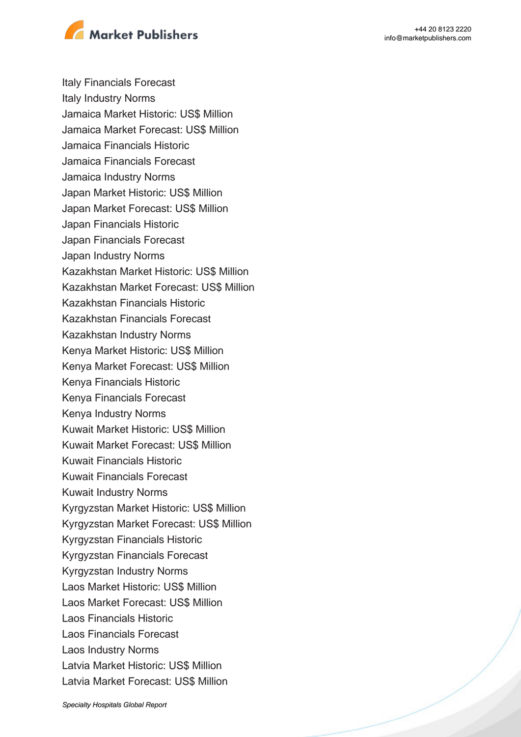Italy Financials Forecast
Italy Industry Norms
Jamaica Market Historic: US$ Million
Jamaica Market Forecast: US$ Million
Jamaica Financials Historic
Jamaica Financials Forecast
Jamaica Industry Norms
Japan Market Historic: US$ Million
Japan Market Forecast: US$ Million
Japan Financials Historic
Japan Financials Forecast
Japan Industry Norms
Kazakhstan Market Historic: US$ Million
Kazakhstan Market Forecast: US$ Million
Kazakhstan Financials Historic
Kazakhstan Financials Forecast
Kazakhstan Industry Norms
Kenya Market Historic: US$ Million
Kenya Market Forecast: US$ Million
Kenya Financials Historic
Kenya Financials Forecast
Kenya Industry Norms
Kuwait Market Historic: US$ Million
Kuwait Market Forecast: US$ Million
Kuwait Financials Historic
Kuwait Financials Forecast
Kuwait Industry Norms
Kyrgyzstan Market Historic: US$ Million
Kyrgyzstan Market Forecast: US$ Million
Kyrgyzstan Financials Historic
Kyrgyzstan Financials Forecast
Kyrgyzstan Industry Norms
Laos Market Historic: US$ Million
Laos Market Forecast: US$ Million
Laos Financials Historic
Laos Financials Forecast
Laos Industry Norms
Latvia Market Historic: US$ Million
Latvia Market Forecast: US$ Million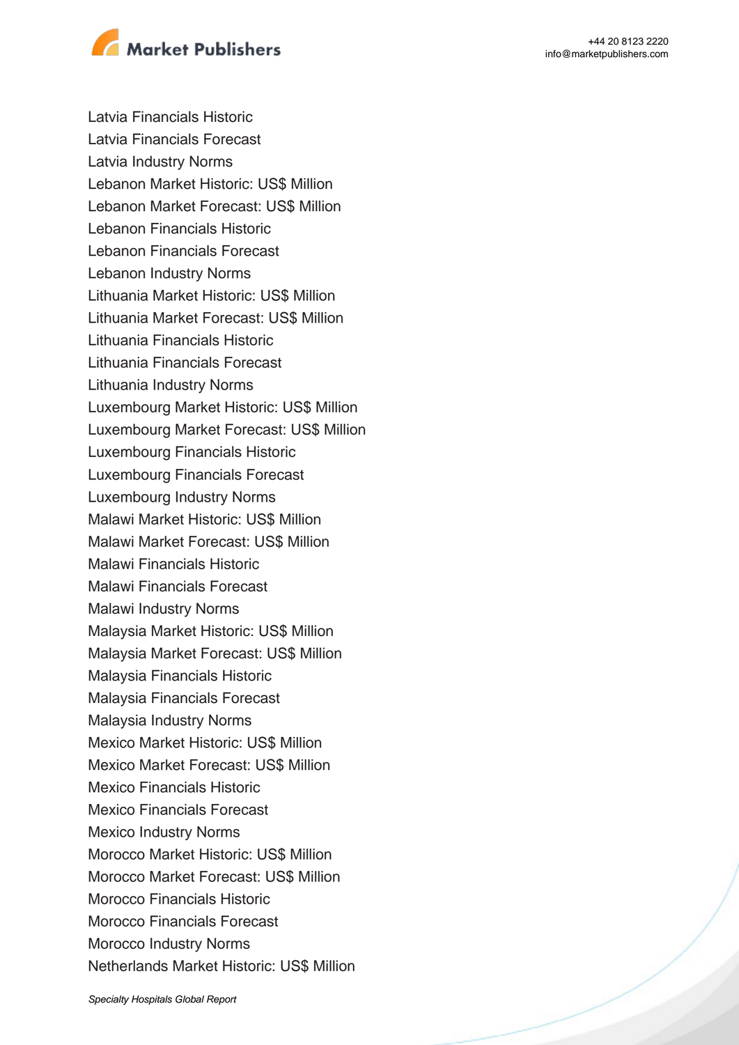Latvia Financials Historic
Latvia Financials Forecast
Latvia Industry Norms
Lebanon Market Historic: US$ Million
Lebanon Market Forecast: US$ Million
Lebanon Financials Historic
Lebanon Financials Forecast
Lebanon Industry Norms
Lithuania Market Historic: US$ Million
Lithuania Market Forecast: US$ Million
Lithuania Financials Historic
Lithuania Financials Forecast
Lithuania Industry Norms
Luxembourg Market Historic: US$ Million
Luxembourg Market Forecast: US$ Million
Luxembourg Financials Historic
Luxembourg Financials Forecast
Luxembourg Industry Norms
Malawi Market Historic: US$ Million
Malawi Market Forecast: US$ Million
Malawi Financials Historic
Malawi Financials Forecast
Malawi Industry Norms
Malaysia Market Historic: US$ Million
Malaysia Market Forecast: US$ Million
Malaysia Financials Historic
Malaysia Financials Forecast
Malaysia Industry Norms
Mexico Market Historic: US$ Million
Mexico Market Forecast: US$ Million
Mexico Financials Historic
Mexico Financials Forecast
Mexico Industry Norms
Morocco Market Historic: US$ Million
Morocco Market Forecast: US$ Million
Morocco Financials Historic
Morocco Financials Forecast
Morocco Industry Norms
Netherlands Market Historic: US$ Million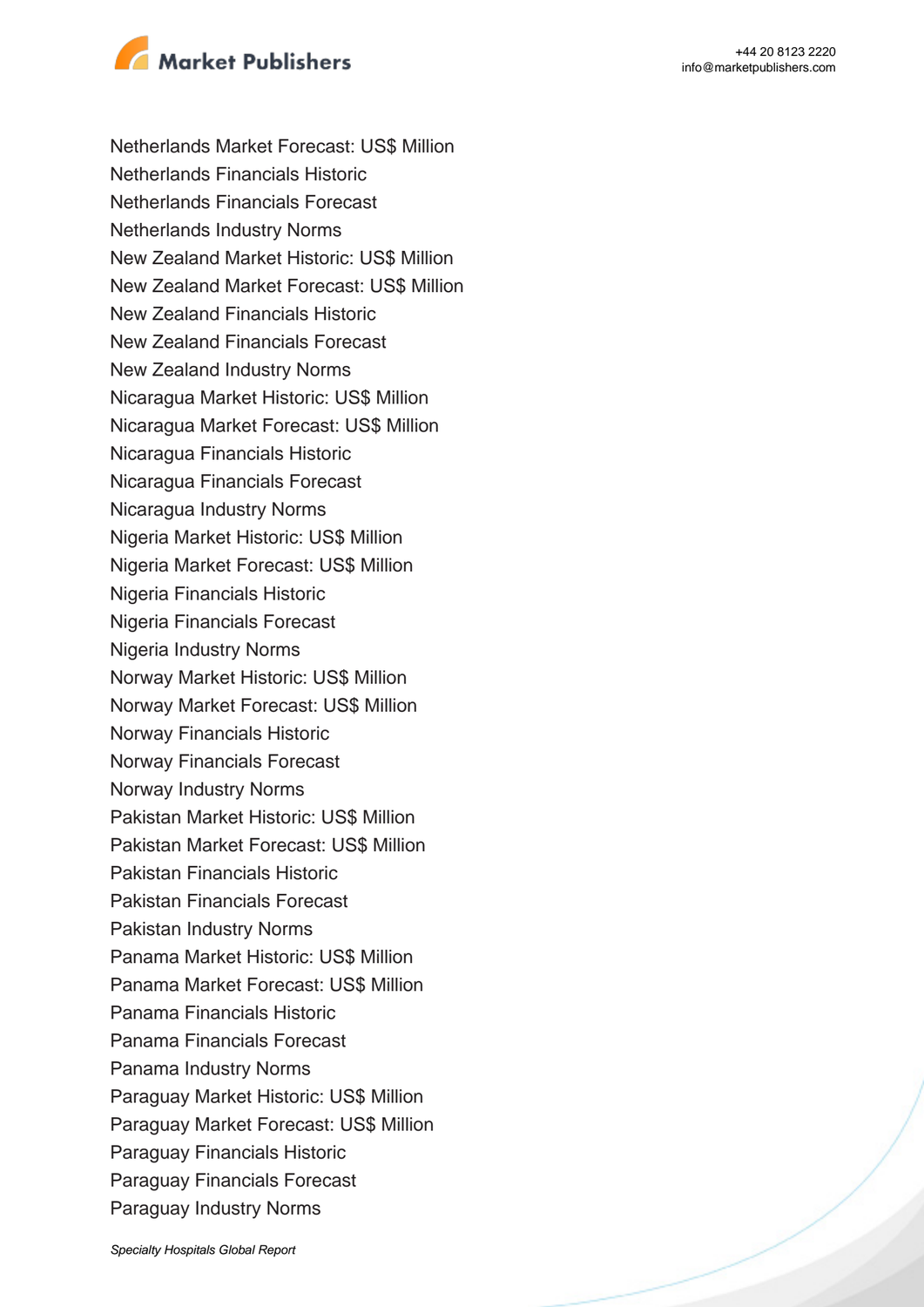Netherlands Market Forecast: US$ Million
Netherlands Financials Historic
Netherlands Financials Forecast
Netherlands Industry Norms
New Zealand Market Historic: US$ Million
New Zealand Market Forecast: US$ Million
New Zealand Financials Historic
New Zealand Financials Forecast
New Zealand Industry Norms
Nicaragua Market Historic: US$ Million
Nicaragua Market Forecast: US$ Million
Nicaragua Financials Historic
Nicaragua Financials Forecast
Nicaragua Industry Norms
Nigeria Market Historic: US$ Million
Nigeria Market Forecast: US$ Million
Nigeria Financials Historic
Nigeria Financials Forecast
Nigeria Industry Norms
Norway Market Historic: US$ Million
Norway Market Forecast: US$ Million
Norway Financials Historic
Norway Financials Forecast
Norway Industry Norms
Pakistan Market Historic: US$ Million
Pakistan Market Forecast: US$ Million
Pakistan Financials Historic
Pakistan Financials Forecast
Pakistan Industry Norms
Panama Market Historic: US$ Million
Panama Market Forecast: US$ Million
Panama Financials Historic
Panama Financials Forecast
Panama Industry Norms
Paraguay Market Historic: US$ Million
Paraguay Market Forecast: US$ Million
Paraguay Financials Historic
Paraguay Financials Forecast
Paraguay Industry Norms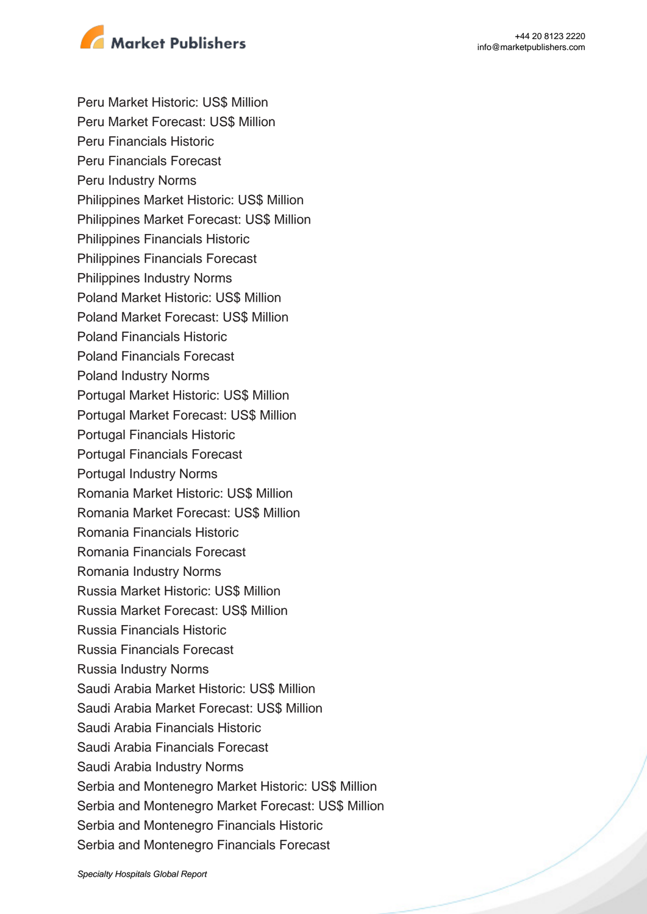Peru Market Historic: US$ Million
Peru Market Forecast: US$ Million
Peru Financials Historic
Peru Financials Forecast
Peru Industry Norms
Philippines Market Historic: US$ Million
Philippines Market Forecast: US$ Million
Philippines Financials Historic
Philippines Financials Forecast
Philippines Industry Norms
Poland Market Historic: US$ Million
Poland Market Forecast: US$ Million
Poland Financials Historic
Poland Financials Forecast
Poland Industry Norms
Portugal Market Historic: US$ Million
Portugal Market Forecast: US$ Million
Portugal Financials Historic
Portugal Financials Forecast
Portugal Industry Norms
Romania Market Historic: US$ Million
Romania Market Forecast: US$ Million
Romania Financials Historic
Romania Financials Forecast
Romania Industry Norms
Russia Market Historic: US$ Million
Russia Market Forecast: US$ Million
Russia Financials Historic
Russia Financials Forecast
Russia Industry Norms
Saudi Arabia Market Historic: US$ Million
Saudi Arabia Market Forecast: US$ Million
Saudi Arabia Financials Historic
Saudi Arabia Financials Forecast
Saudi Arabia Industry Norms
Serbia and Montenegro Market Historic: US$ Million
Serbia and Montenegro Market Forecast: US$ Million
Serbia and Montenegro Financials Historic
Serbia and Montenegro Financials Forecast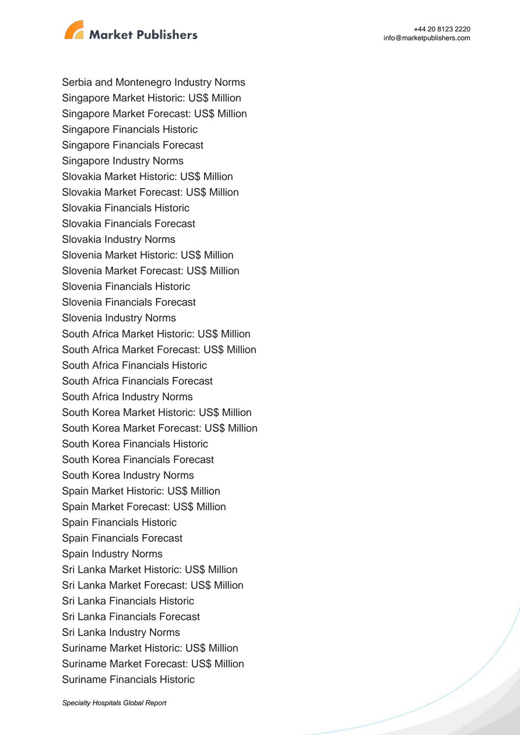Serbia and Montenegro Industry Norms
Singapore Market Historic: US$ Million
Singapore Market Forecast: US$ Million
Singapore Financials Historic
Singapore Financials Forecast
Singapore Industry Norms
Slovakia Market Historic: US$ Million
Slovakia Market Forecast: US$ Million
Slovakia Financials Historic
Slovakia Financials Forecast
Slovakia Industry Norms
Slovenia Market Historic: US$ Million
Slovenia Market Forecast: US$ Million
Slovenia Financials Historic
Slovenia Financials Forecast
Slovenia Industry Norms
South Africa Market Historic: US$ Million
South Africa Market Forecast: US$ Million
South Africa Financials Historic
South Africa Financials Forecast
South Africa Industry Norms
South Korea Market Historic: US$ Million
South Korea Market Forecast: US$ Million
South Korea Financials Historic
South Korea Financials Forecast
South Korea Industry Norms
Spain Market Historic: US$ Million
Spain Market Forecast: US$ Million
Spain Financials Historic
Spain Financials Forecast
Spain Industry Norms
Sri Lanka Market Historic: US$ Million
Sri Lanka Market Forecast: US$ Million
Sri Lanka Financials Historic
Sri Lanka Financials Forecast
Sri Lanka Industry Norms
Suriname Market Historic: US$ Million
Suriname Market Forecast: US$ Million
Suriname Financials Historic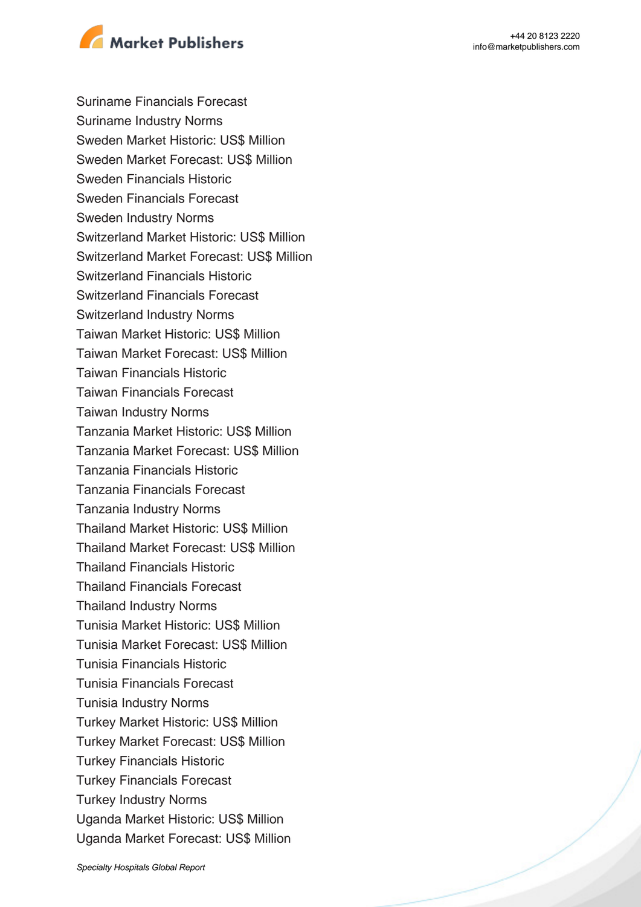Suriname Financials Forecast
Suriname Industry Norms
Sweden Market Historic: US$ Million
Sweden Market Forecast: US$ Million
Sweden Financials Historic
Sweden Financials Forecast
Sweden Industry Norms
Switzerland Market Historic: US$ Million
Switzerland Market Forecast: US$ Million
Switzerland Financials Historic
Switzerland Financials Forecast
Switzerland Industry Norms
Taiwan Market Historic: US$ Million
Taiwan Market Forecast: US$ Million
Taiwan Financials Historic
Taiwan Financials Forecast
Taiwan Industry Norms
Tanzania Market Historic: US$ Million
Tanzania Market Forecast: US$ Million
Tanzania Financials Historic
Tanzania Financials Forecast
Tanzania Industry Norms
Thailand Market Historic: US$ Million
Thailand Market Forecast: US$ Million
Thailand Financials Historic
Thailand Financials Forecast
Thailand Industry Norms
Tunisia Market Historic: US$ Million
Tunisia Market Forecast: US$ Million
Tunisia Financials Historic
Tunisia Financials Forecast
Tunisia Industry Norms
Turkey Market Historic: US$ Million
Turkey Market Forecast: US$ Million
Turkey Financials Historic
Turkey Financials Forecast
Turkey Industry Norms
Uganda Market Historic: US$ Million
Uganda Market Forecast: US$ Million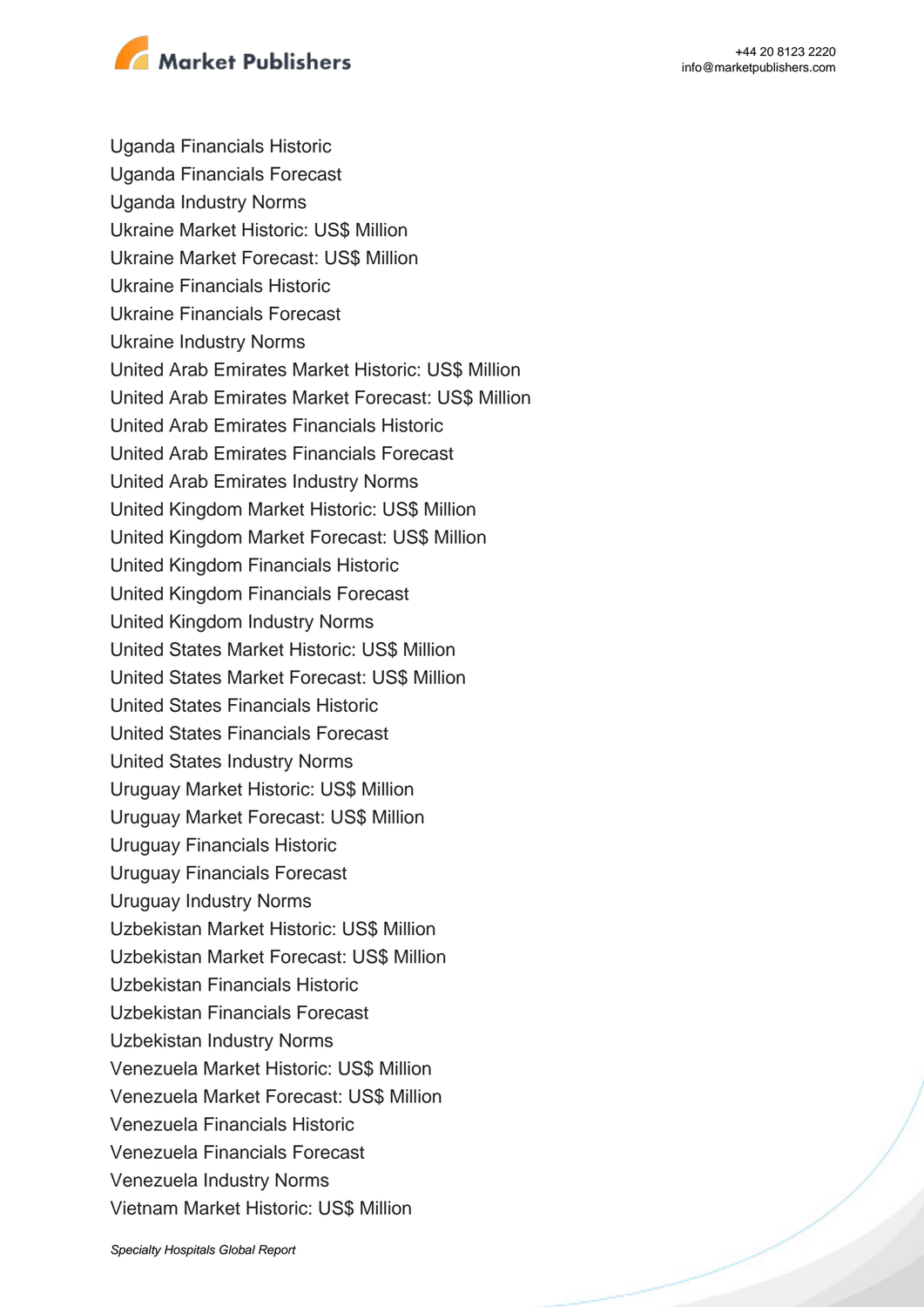Uganda Financials Historic
Uganda Financials Forecast
Uganda Industry Norms
Ukraine Market Historic: US$ Million
Ukraine Market Forecast: US$ Million
Ukraine Financials Historic
Ukraine Financials Forecast
Ukraine Industry Norms
United Arab Emirates Market Historic: US$ Million
United Arab Emirates Market Forecast: US$ Million
United Arab Emirates Financials Historic
United Arab Emirates Financials Forecast
United Arab Emirates Industry Norms
United Kingdom Market Historic: US$ Million
United Kingdom Market Forecast: US$ Million
United Kingdom Financials Historic
United Kingdom Financials Forecast
United Kingdom Industry Norms
United States Market Historic: US$ Million
United States Market Forecast: US$ Million
United States Financials Historic
United States Financials Forecast
United States Industry Norms
Uruguay Market Historic: US$ Million
Uruguay Market Forecast: US$ Million
Uruguay Financials Historic
Uruguay Financials Forecast
Uruguay Industry Norms
Uzbekistan Market Historic: US$ Million
Uzbekistan Market Forecast: US$ Million
Uzbekistan Financials Historic
Uzbekistan Financials Forecast
Uzbekistan Industry Norms
Venezuela Market Historic: US$ Million
Venezuela Market Forecast: US$ Million
Venezuela Financials Historic
Venezuela Financials Forecast
Venezuela Industry Norms
Vietnam Market Historic: US$ Million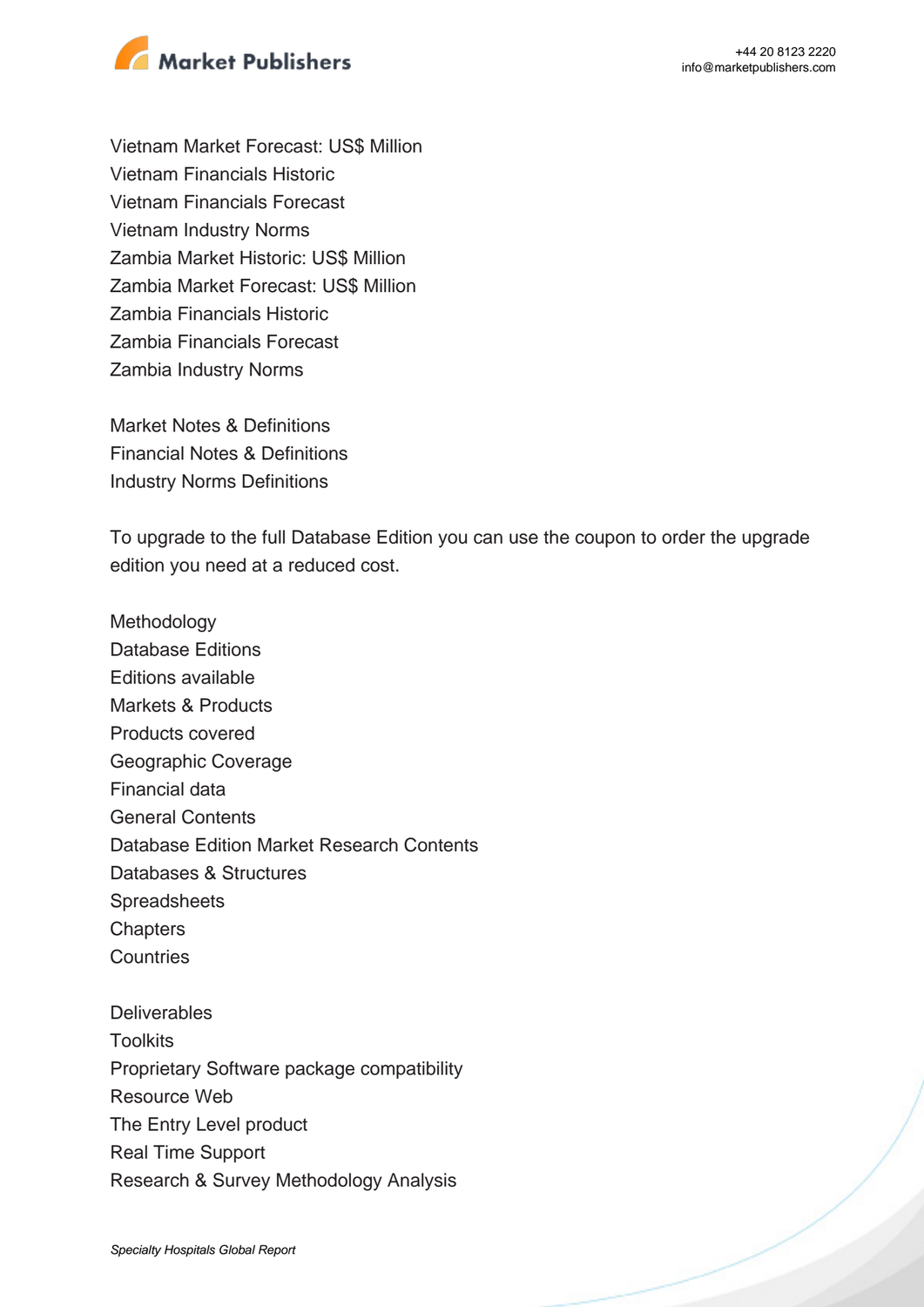Vietnam Market Forecast: US$ Million
Vietnam Financials Historic
Vietnam Financials Forecast
Vietnam Industry Norms
Zambia Market Historic: US$ Million
Zambia Market Forecast: US$ Million
Zambia Financials Historic
Zambia Financials Forecast
Zambia Industry Norms

Market Notes & Definitions
Financial Notes & Definitions
Industry Norms Definitions

To upgrade to the full Database Edition you can use the coupon to order the upgrade edition you need at a reduced cost.

Methodology
Database Editions
Editions available
Markets & Products
Products covered
Geographic Coverage
Financial data
General Contents
Database Edition Market Research Contents
Databases & Structures
Spreadsheets
Chapters
Countries

Deliverables
Toolkits
Proprietary Software package compatibility
Resource Web
The Entry Level product
Real Time Support
Research & Survey Methodology Analysis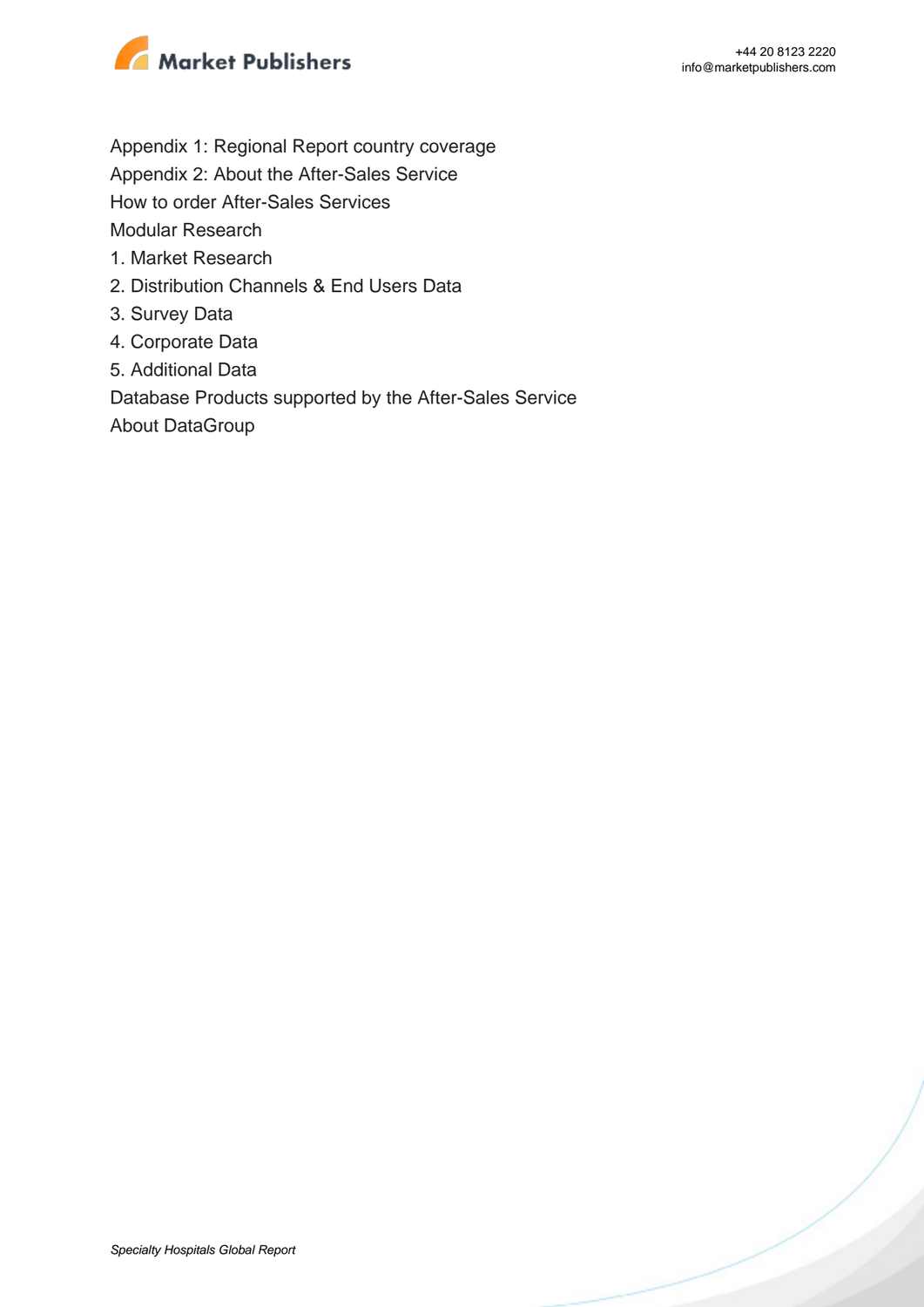Appendix 1: Regional Report country coverage
Appendix 2: About the After-Sales Service
How to order After-Sales Services
Modular Research
1. Market Research
2. Distribution Channels & End Users Data
3. Survey Data
4. Corporate Data
5. Additional Data
Database Products supported by the After-Sales Service
About DataGroup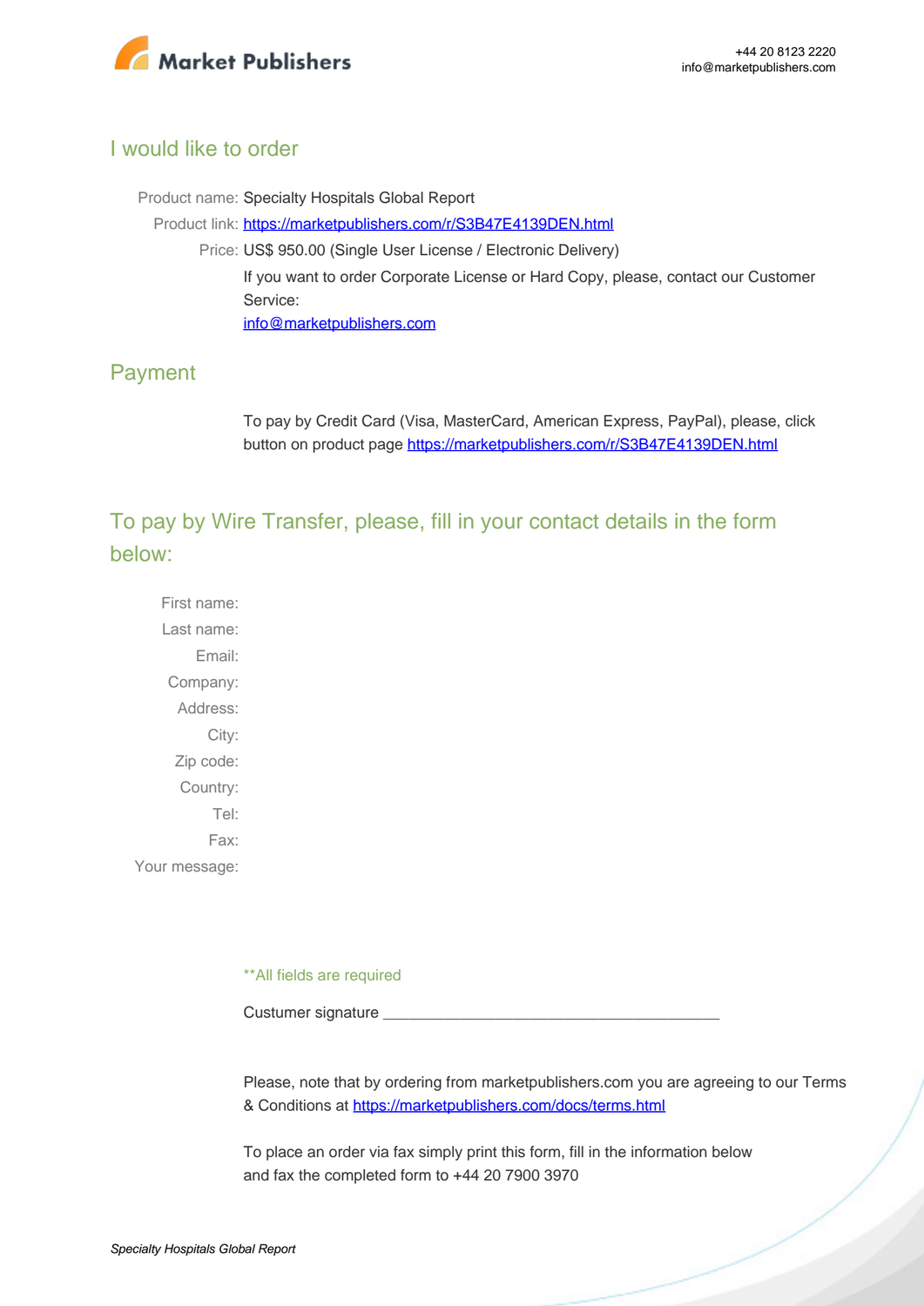## I would like to order

Product name: Specialty Hospitals Global Report

Product link: https://marketpublishers.com/r/S3B47E4139DEN.html

Price: US$ 950.00 (Single User License / Electronic Delivery)

If you want to order Corporate License or Hard Copy, please, contact our Customer Service:

info@marketpublishers.com

## Payment

To pay by Credit Card (Visa, MasterCard, American Express, PayPal), please, click button on product page https://marketpublishers.com/r/S3B47E4139DEN.html

## To pay by Wire Transfer, please, fill in your contact details in the form below:

First name:

Last name:

Email:

Company:

Address:

City:

Zip code:

Country:

Tel:

Fax:

Your message:

**All fields are required

Custumer signature _______________________________________

Please, note that by ordering from marketpublishers.com you are agreeing to our Terms & Conditions at https://marketpublishers.com/docs/terms.html

To place an order via fax simply print this form, fill in the information below and fax the completed form to +44 20 7900 3970